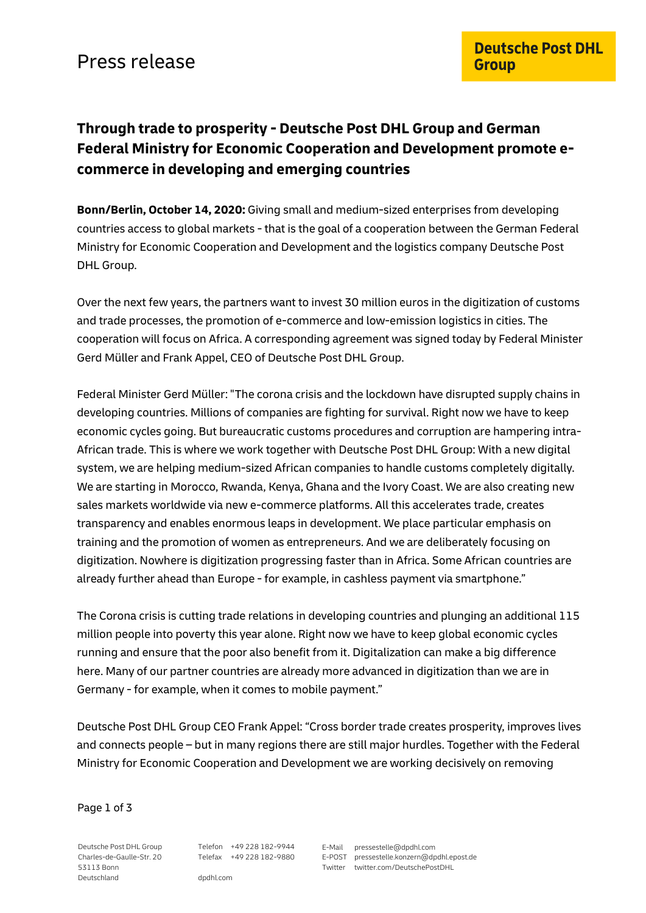Press release

Deutsche Post DHL Group

## Through trade to prosperity - Deutsche Post DHL Group and German Federal Ministry for Economic Cooperation and Development promote e-commerce in developing and emerging countries

**Bonn/Berlin, October 14, 2020:** Giving small and medium-sized enterprises from developing countries access to global markets - that is the goal of a cooperation between the German Federal Ministry for Economic Cooperation and Development and the logistics company Deutsche Post DHL Group.

Over the next few years, the partners want to invest 30 million euros in the digitization of customs and trade processes, the promotion of e-commerce and low-emission logistics in cities. The cooperation will focus on Africa. A corresponding agreement was signed today by Federal Minister Gerd Müller and Frank Appel, CEO of Deutsche Post DHL Group.

Federal Minister Gerd Müller: "The corona crisis and the lockdown have disrupted supply chains in developing countries. Millions of companies are fighting for survival. Right now we have to keep economic cycles going. But bureaucratic customs procedures and corruption are hampering intra-African trade. This is where we work together with Deutsche Post DHL Group: With a new digital system, we are helping medium-sized African companies to handle customs completely digitally. We are starting in Morocco, Rwanda, Kenya, Ghana and the Ivory Coast. We are also creating new sales markets worldwide via new e-commerce platforms. All this accelerates trade, creates transparency and enables enormous leaps in development. We place particular emphasis on training and the promotion of women as entrepreneurs. And we are deliberately focusing on digitization. Nowhere is digitization progressing faster than in Africa. Some African countries are already further ahead than Europe - for example, in cashless payment via smartphone."

The Corona crisis is cutting trade relations in developing countries and plunging an additional 115 million people into poverty this year alone. Right now we have to keep global economic cycles running and ensure that the poor also benefit from it. Digitalization can make a big difference here. Many of our partner countries are already more advanced in digitization than we are in Germany - for example, when it comes to mobile payment."

Deutsche Post DHL Group CEO Frank Appel: "Cross border trade creates prosperity, improves lives and connects people – but in many regions there are still major hurdles. Together with the Federal Ministry for Economic Cooperation and Development we are working decisively on removing

Deutsche Post DHL Group
Charles-de-Gaulle-Str. 20
53113 Bonn
Deutschland

Telefon +49 228 182-9944
Telefax +49 228 182-9880

dpdhl.com

E-Mail pressestelle@dpdhl.com
E-POST pressestelle.konzern@dpdhl.epost.de
Twitter twitter.com/DeutschePostDHL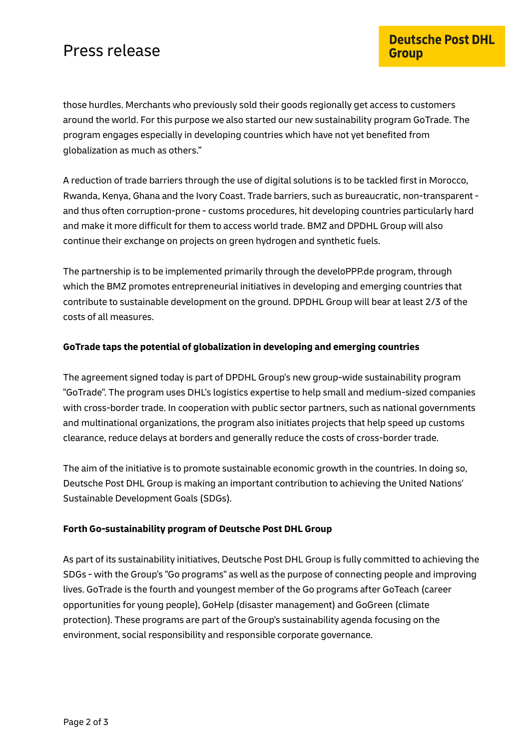those hurdles. Merchants who previously sold their goods regionally get access to customers around the world. For this purpose we also started our new sustainability program GoTrade. The program engages especially in developing countries which have not yet benefited from globalization as much as others."

A reduction of trade barriers through the use of digital solutions is to be tackled first in Morocco, Rwanda, Kenya, Ghana and the Ivory Coast. Trade barriers, such as bureaucratic, non-transparent - and thus often corruption-prone - customs procedures, hit developing countries particularly hard and make it more difficult for them to access world trade. BMZ and DPDHL Group will also continue their exchange on projects on green hydrogen and synthetic fuels.

The partnership is to be implemented primarily through the develoPPP.de program, through which the BMZ promotes entrepreneurial initiatives in developing and emerging countries that contribute to sustainable development on the ground. DPDHL Group will bear at least 2/3 of the costs of all measures.

**GoTrade taps the potential of globalization in developing and emerging countries**

The agreement signed today is part of DPDHL Group's new group-wide sustainability program "GoTrade". The program uses DHL's logistics expertise to help small and medium-sized companies with cross-border trade. In cooperation with public sector partners, such as national governments and multinational organizations, the program also initiates projects that help speed up customs clearance, reduce delays at borders and generally reduce the costs of cross-border trade.

The aim of the initiative is to promote sustainable economic growth in the countries. In doing so, Deutsche Post DHL Group is making an important contribution to achieving the United Nations' Sustainable Development Goals (SDGs).

**Forth Go-sustainability program of Deutsche Post DHL Group**

As part of its sustainability initiatives, Deutsche Post DHL Group is fully committed to achieving the SDGs - with the Group's "Go programs" as well as the purpose of connecting people and improving lives. GoTrade is the fourth and youngest member of the Go programs after GoTeach (career opportunities for young people), GoHelp (disaster management) and GoGreen (climate protection). These programs are part of the Group's sustainability agenda focusing on the environment, social responsibility and responsible corporate governance.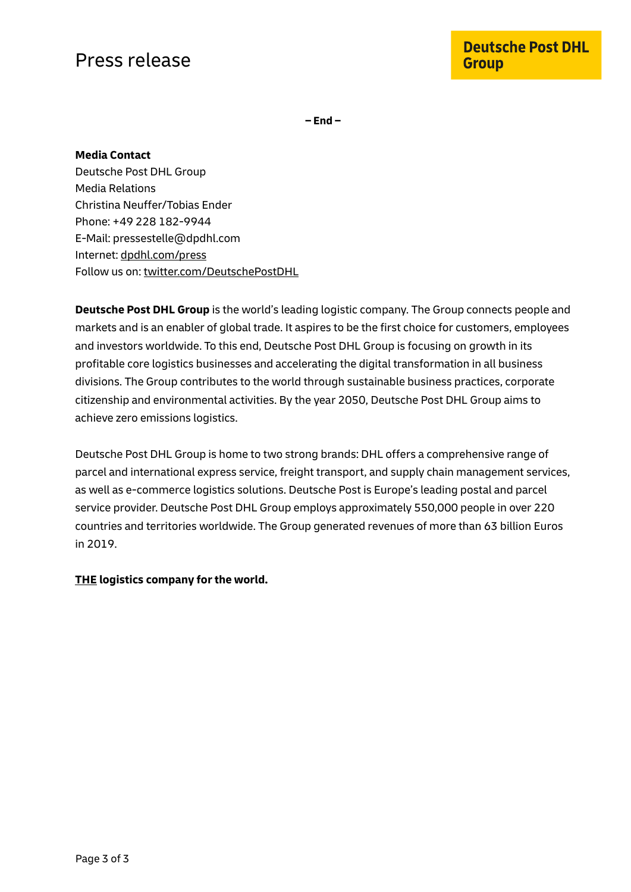**– End –**

**Media Contact**
Deutsche Post DHL Group
Media Relations
Christina Neuffer/Tobias Ender
Phone: +49 228 182-9944
E-Mail: pressestelle@dpdhl.com
Internet: dpdhl.com/press
Follow us on: twitter.com/DeutschePostDHL

**Deutsche Post DHL Group** is the world's leading logistic company. The Group connects people and markets and is an enabler of global trade. It aspires to be the first choice for customers, employees and investors worldwide. To this end, Deutsche Post DHL Group is focusing on growth in its profitable core logistics businesses and accelerating the digital transformation in all business divisions. The Group contributes to the world through sustainable business practices, corporate citizenship and environmental activities. By the year 2050, Deutsche Post DHL Group aims to achieve zero emissions logistics.

Deutsche Post DHL Group is home to two strong brands: DHL offers a comprehensive range of parcel and international express service, freight transport, and supply chain management services, as well as e-commerce logistics solutions. Deutsche Post is Europe's leading postal and parcel service provider. Deutsche Post DHL Group employs approximately 550,000 people in over 220 countries and territories worldwide. The Group generated revenues of more than 63 billion Euros in 2019.

**THE logistics company for the world.**